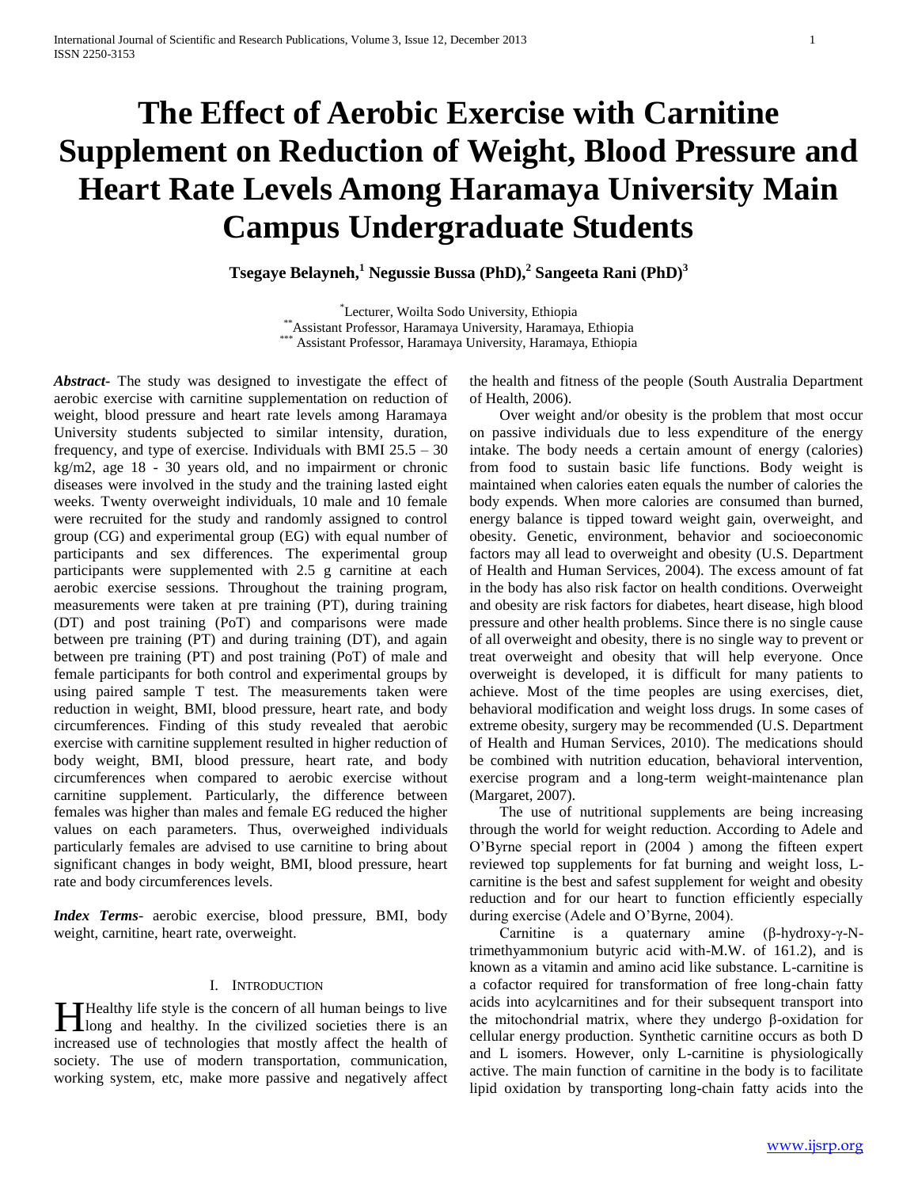# The Effect of Aerobic Exercise with Carnitine Supplement on Reduction of Weight, Blood Pressure and Heart Rate Levels Among Haramaya University Main Campus Undergraduate Students

**Tsegaye Belayneh,[1] Negussie Bussa (PhD),[2] Sangeeta Rani (PhD)[3]**

[*] Lecturer, Woilta Sodo University, Ethiopia
[**] Assistant Professor, Haramaya University, Haramaya, Ethiopia
[***] Assistant Professor, Haramaya University, Haramaya, Ethiopia

***Abstract***- The study was designed to investigate the effect of aerobic exercise with carnitine supplementation on reduction of weight, blood pressure and heart rate levels among Haramaya University students subjected to similar intensity, duration, frequency, and type of exercise. Individuals with BMI 25.5 – 30 kg/m2, age 18 - 30 years old, and no impairment or chronic diseases were involved in the study and the training lasted eight weeks. Twenty overweight individuals, 10 male and 10 female were recruited for the study and randomly assigned to control group (CG) and experimental group (EG) with equal number of participants and sex differences. The experimental group participants were supplemented with 2.5 g carnitine at each aerobic exercise sessions. Throughout the training program, measurements were taken at pre training (PT), during training (DT) and post training (PoT) and comparisons were made between pre training (PT) and during training (DT), and again between pre training (PT) and post training (PoT) of male and female participants for both control and experimental groups by using paired sample T test. The measurements taken were reduction in weight, BMI, blood pressure, heart rate, and body circumferences. Finding of this study revealed that aerobic exercise with carnitine supplement resulted in higher reduction of body weight, BMI, blood pressure, heart rate, and body circumferences when compared to aerobic exercise without carnitine supplement. Particularly, the difference between females was higher than males and female EG reduced the higher values on each parameters. Thus, overweighed individuals particularly females are advised to use carnitine to bring about significant changes in body weight, BMI, blood pressure, heart rate and body circumferences levels.

***Index Terms***- aerobic exercise, blood pressure, BMI, body weight, carnitine, heart rate, overweight.

## I. Introduction

Healthy life style is the concern of all human beings to live long and healthy. In the civilized societies there is an increased use of technologies that mostly affect the health of society. The use of modern transportation, communication, working system, etc, make more passive and negatively affect the health and fitness of the people (South Australia Department of Health, 2006).

Over weight and/or obesity is the problem that most occur on passive individuals due to less expenditure of the energy intake. The body needs a certain amount of energy (calories) from food to sustain basic life functions. Body weight is maintained when calories eaten equals the number of calories the body expends. When more calories are consumed than burned, energy balance is tipped toward weight gain, overweight, and obesity. Genetic, environment, behavior and socioeconomic factors may all lead to overweight and obesity (U.S. Department of Health and Human Services, 2004). The excess amount of fat in the body has also risk factor on health conditions. Overweight and obesity are risk factors for diabetes, heart disease, high blood pressure and other health problems. Since there is no single cause of all overweight and obesity, there is no single way to prevent or treat overweight and obesity that will help everyone. Once overweight is developed, it is difficult for many patients to achieve. Most of the time peoples are using exercises, diet, behavioral modification and weight loss drugs. In some cases of extreme obesity, surgery may be recommended (U.S. Department of Health and Human Services, 2010). The medications should be combined with nutrition education, behavioral intervention, exercise program and a long-term weight-maintenance plan (Margaret, 2007).

The use of nutritional supplements are being increasing through the world for weight reduction. According to Adele and O'Byrne special report in (2004 ) among the fifteen expert reviewed top supplements for fat burning and weight loss, L-carnitine is the best and safest supplement for weight and obesity reduction and for our heart to function efficiently especially during exercise (Adele and O'Byrne, 2004).

Carnitine is a quaternary amine (β-hydroxy-γ-N-trimethyammonium butyric acid with-M.W. of 161.2), and is known as a vitamin and amino acid like substance. L-carnitine is a cofactor required for transformation of free long-chain fatty acids into acylcarnitines and for their subsequent transport into the mitochondrial matrix, where they undergo β-oxidation for cellular energy production. Synthetic carnitine occurs as both D and L isomers. However, only L-carnitine is physiologically active. The main function of carnitine in the body is to facilitate lipid oxidation by transporting long-chain fatty acids into the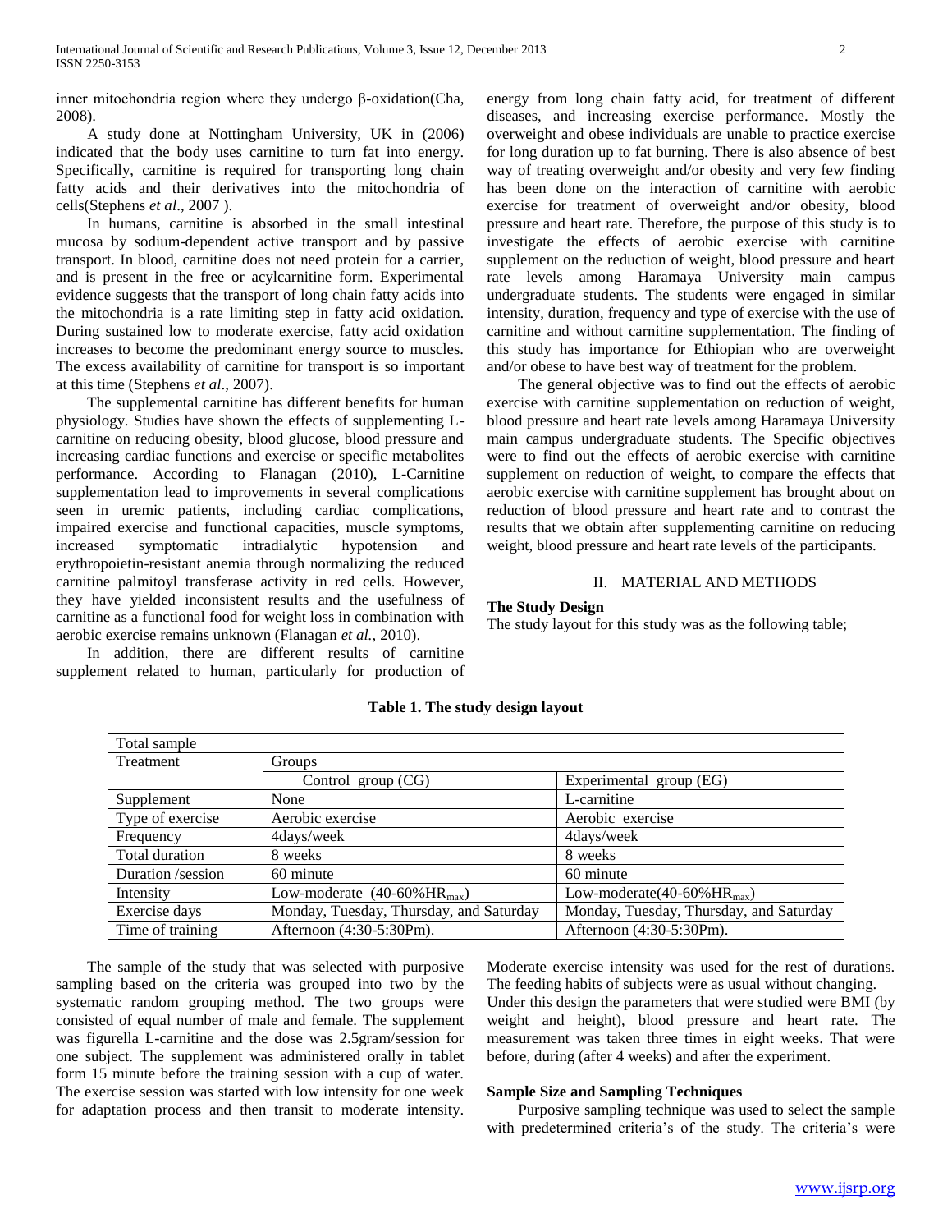inner mitochondria region where they undergo β-oxidation(Cha, 2008).

A study done at Nottingham University, UK in (2006) indicated that the body uses carnitine to turn fat into energy. Specifically, carnitine is required for transporting long chain fatty acids and their derivatives into the mitochondria of cells(Stephens *et al*., 2007 ).

In humans, carnitine is absorbed in the small intestinal mucosa by sodium-dependent active transport and by passive transport. In blood, carnitine does not need protein for a carrier, and is present in the free or acylcarnitine form. Experimental evidence suggests that the transport of long chain fatty acids into the mitochondria is a rate limiting step in fatty acid oxidation. During sustained low to moderate exercise, fatty acid oxidation increases to become the predominant energy source to muscles. The excess availability of carnitine for transport is so important at this time (Stephens *et al*., 2007).

The supplemental carnitine has different benefits for human physiology. Studies have shown the effects of supplementing L-carnitine on reducing obesity, blood glucose, blood pressure and increasing cardiac functions and exercise or specific metabolites performance. According to Flanagan (2010), L-Carnitine supplementation lead to improvements in several complications seen in uremic patients, including cardiac complications, impaired exercise and functional capacities, muscle symptoms, increased symptomatic intradialytic hypotension and erythropoietin-resistant anemia through normalizing the reduced carnitine palmitoyl transferase activity in red cells. However, they have yielded inconsistent results and the usefulness of carnitine as a functional food for weight loss in combination with aerobic exercise remains unknown (Flanagan *et al.,* 2010).

In addition, there are different results of carnitine supplement related to human, particularly for production of energy from long chain fatty acid, for treatment of different diseases, and increasing exercise performance. Mostly the overweight and obese individuals are unable to practice exercise for long duration up to fat burning. There is also absence of best way of treating overweight and/or obesity and very few finding has been done on the interaction of carnitine with aerobic exercise for treatment of overweight and/or obesity, blood pressure and heart rate. Therefore, the purpose of this study is to investigate the effects of aerobic exercise with carnitine supplement on the reduction of weight, blood pressure and heart rate levels among Haramaya University main campus undergraduate students. The students were engaged in similar intensity, duration, frequency and type of exercise with the use of carnitine and without carnitine supplementation. The finding of this study has importance for Ethiopian who are overweight and/or obese to have best way of treatment for the problem.

The general objective was to find out the effects of aerobic exercise with carnitine supplementation on reduction of weight, blood pressure and heart rate levels among Haramaya University main campus undergraduate students. The Specific objectives were to find out the effects of aerobic exercise with carnitine supplement on reduction of weight, to compare the effects that aerobic exercise with carnitine supplement has brought about on reduction of blood pressure and heart rate and to contrast the results that we obtain after supplementing carnitine on reducing weight, blood pressure and heart rate levels of the participants.

## II. MATERIAL AND METHODS

**The Study Design**

The study layout for this study was as the following table;

**Table 1. The study design layout**

| Total sample | | |
|---|---|---|
| Treatment | Groups | |
| | Control group (CG) | Experimental group (EG) |
| Supplement | None | L-carnitine |
| Type of exercise | Aerobic exercise | Aerobic exercise |
| Frequency | 4days/week | 4days/week |
| Total duration | 8 weeks | 8 weeks |
| Duration /session | 60 minute | 60 minute |
| Intensity | Low-moderate (40-60%$HR_{max}$) | Low-moderate(40-60%$HR_{max}$) |
| Exercise days | Monday, Tuesday, Thursday, and Saturday | Monday, Tuesday, Thursday, and Saturday |
| Time of training | Afternoon (4:30-5:30Pm). | Afternoon (4:30-5:30Pm). |

The sample of the study that was selected with purposive sampling based on the criteria was grouped into two by the systematic random grouping method. The two groups were consisted of equal number of male and female. The supplement was figurella L-carnitine and the dose was 2.5gram/session for one subject. The supplement was administered orally in tablet form 15 minute before the training session with a cup of water. The exercise session was started with low intensity for one week for adaptation process and then transit to moderate intensity. Moderate exercise intensity was used for the rest of durations. The feeding habits of subjects were as usual without changing.

Under this design the parameters that were studied were BMI (by weight and height), blood pressure and heart rate. The measurement was taken three times in eight weeks. That were before, during (after 4 weeks) and after the experiment.

**Sample Size and Sampling Techniques**

Purposive sampling technique was used to select the sample with predetermined criteria's of the study. The criteria's were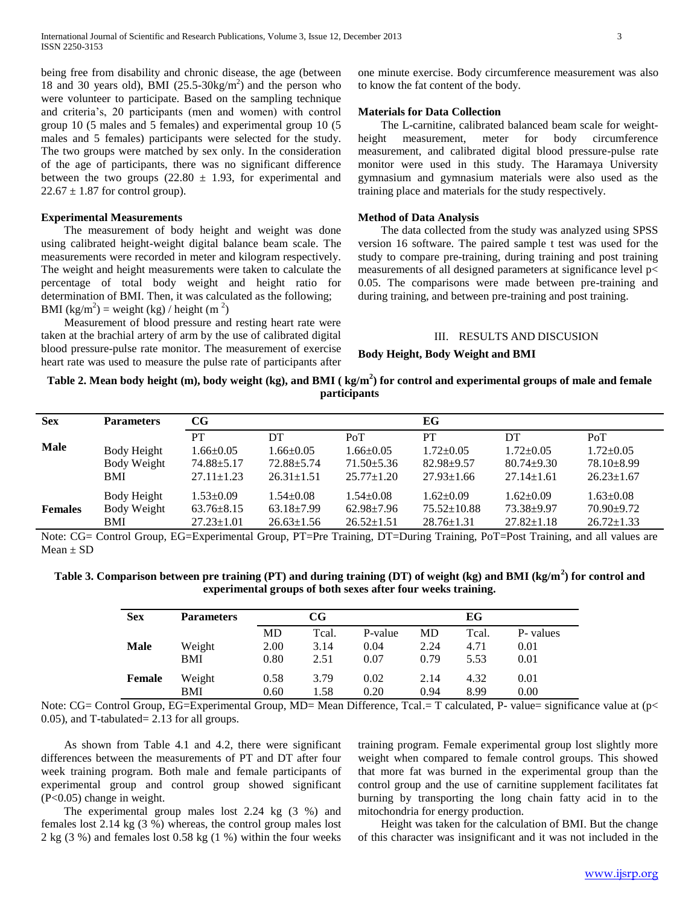being free from disability and chronic disease, the age (between 18 and 30 years old), BMI (25.5-30kg/m$^2$) and the person who were volunteer to participate. Based on the sampling technique and criteria's, 20 participants (men and women) with control group 10 (5 males and 5 females) and experimental group 10 (5 males and 5 females) participants were selected for the study. The two groups were matched by sex only. In the consideration of the age of participants, there was no significant difference between the two groups (22.80 ± 1.93, for experimental and 22.67 ± 1.87 for control group).

**Experimental Measurements**

The measurement of body height and weight was done using calibrated height-weight digital balance beam scale. The measurements were recorded in meter and kilogram respectively. The weight and height measurements were taken to calculate the percentage of total body weight and height ratio for determination of BMI. Then, it was calculated as the following; BMI (kg/m$^2$) = weight (kg) / height (m $^2$)

Measurement of blood pressure and resting heart rate were taken at the brachial artery of arm by the use of calibrated digital blood pressure-pulse rate monitor. The measurement of exercise heart rate was used to measure the pulse rate of participants after one minute exercise. Body circumference measurement was also to know the fat content of the body.

**Materials for Data Collection**

The L-carnitine, calibrated balanced beam scale for weight-height measurement, meter for body circumference measurement, and calibrated digital blood pressure-pulse rate monitor were used in this study. The Haramaya University gymnasium and gymnasium materials were also used as the training place and materials for the study respectively.

**Method of Data Analysis**

The data collected from the study was analyzed using SPSS version 16 software. The paired sample t test was used for the study to compare pre-training, during training and post training measurements of all designed parameters at significance level p< 0.05. The comparisons were made between pre-training and during training, and between pre-training and post training.

## III. RESULTS AND DISCUSION

**Body Height, Body Weight and BMI**

**Table 2. Mean body height (m), body weight (kg), and BMI ( kg/m$^2$) for control and experimental groups of male and female participants**

| Sex | Parameters | CG | | | EG | | |
|---|---|---|---|---|---|---|---|
| | | PT | DT | PoT | PT | DT | PoT |
| Male | Body Height | 1.66±0.05 | 1.66±0.05 | 1.66±0.05 | 1.72±0.05 | 1.72±0.05 | 1.72±0.05 |
| | Body Weight | 74.88±5.17 | 72.88±5.74 | 71.50±5.36 | 82.98±9.57 | 80.74±9.30 | 78.10±8.99 |
| | BMI | 27.11±1.23 | 26.31±1.51 | 25.77±1.20 | 27.93±1.66 | 27.14±1.61 | 26.23±1.67 |
| Females | Body Height | 1.53±0.09 | 1.54±0.08 | 1.54±0.08 | 1.62±0.09 | 1.62±0.09 | 1.63±0.08 |
| | Body Weight | 63.76±8.15 | 63.18±7.99 | 62.98±7.96 | 75.52±10.88 | 73.38±9.97 | 70.90±9.72 |
| | BMI | 27.23±1.01 | 26.63±1.56 | 26.52±1.51 | 28.76±1.31 | 27.82±1.18 | 26.72±1.33 |

Note: CG= Control Group, EG=Experimental Group, PT=Pre Training, DT=During Training, PoT=Post Training, and all values are Mean ± SD

**Table 3. Comparison between pre training (PT) and during training (DT) of weight (kg) and BMI (kg/m$^2$) for control and experimental groups of both sexes after four weeks training.**

| Sex | Parameters | CG | | | EG | | |
|---|---|---|---|---|---|---|---|
| | | MD | Tcal. | P-value | MD | Tcal. | P- values |
| Male | Weight | 2.00 | 3.14 | 0.04 | 2.24 | 4.71 | 0.01 |
| | BMI | 0.80 | 2.51 | 0.07 | 0.79 | 5.53 | 0.01 |
| Female | Weight | 0.58 | 3.79 | 0.02 | 2.14 | 4.32 | 0.01 |
| | BMI | 0.60 | 1.58 | 0.20 | 0.94 | 8.99 | 0.00 |

Note: CG= Control Group, EG=Experimental Group, MD= Mean Difference, Tcal.= T calculated, P- value= significance value at (p< 0.05), and T-tabulated= 2.13 for all groups.

As shown from Table 4.1 and 4.2, there were significant differences between the measurements of PT and DT after four week training program. Both male and female participants of experimental group and control group showed significant (P<0.05) change in weight.

The experimental group males lost 2.24 kg (3 %) and females lost 2.14 kg (3 %) whereas, the control group males lost 2 kg (3 %) and females lost 0.58 kg (1 %) within the four weeks training program. Female experimental group lost slightly more weight when compared to female control groups. This showed that more fat was burned in the experimental group than the control group and the use of carnitine supplement facilitates fat burning by transporting the long chain fatty acid in to the mitochondria for energy production.

Height was taken for the calculation of BMI. But the change of this character was insignificant and it was not included in the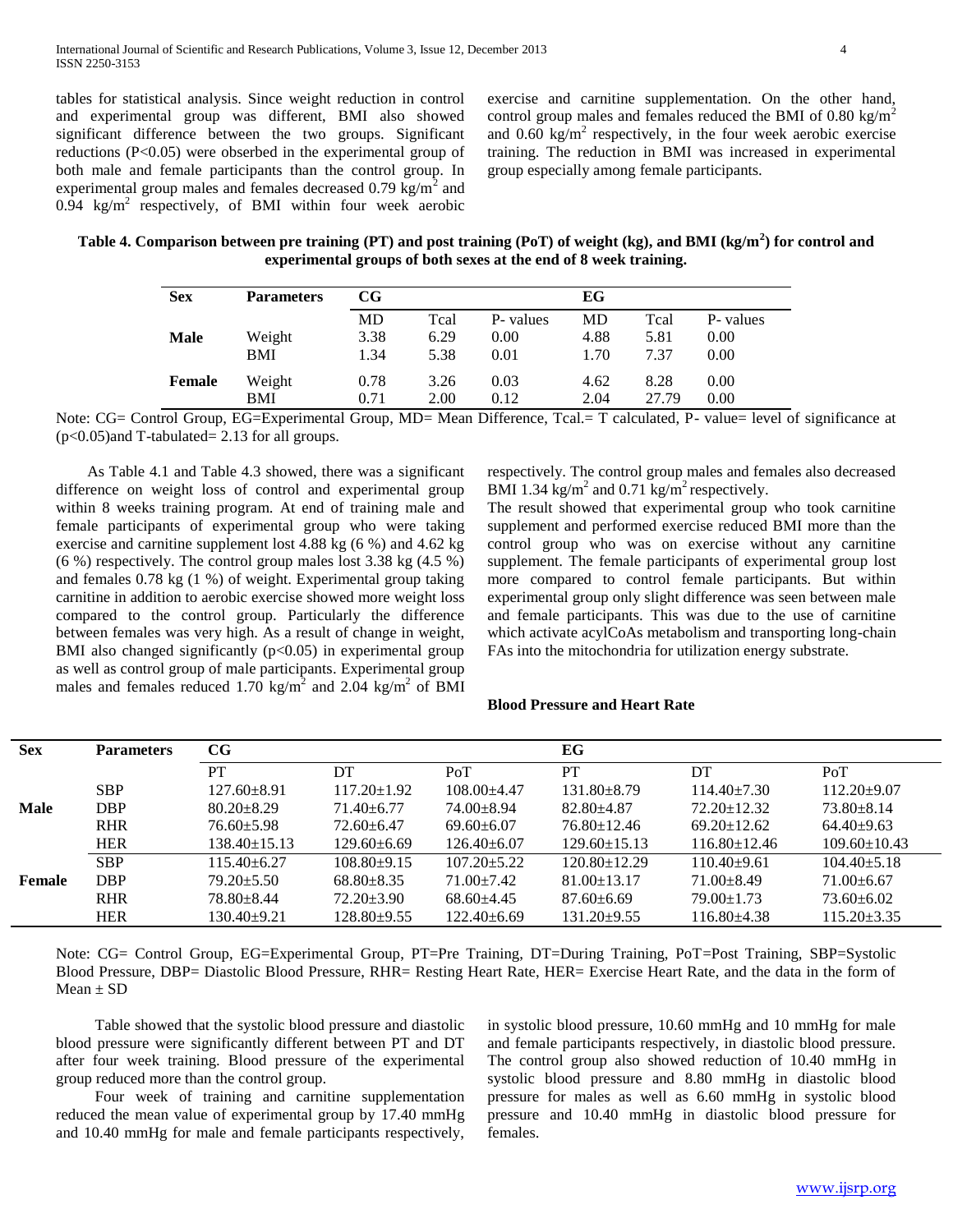tables for statistical analysis. Since weight reduction in control and experimental group was different, BMI also showed significant difference between the two groups. Significant reductions ($P<0.05$) were obserbed in the experimental group of both male and female participants than the control group. In experimental group males and females decreased 0.79 kg/m$^2$ and 0.94 kg/m$^2$ respectively, of BMI within four week aerobic exercise and carnitine supplementation. On the other hand, control group males and females reduced the BMI of 0.80 kg/m$^2$ and 0.60 kg/m$^2$ respectively, in the four week aerobic exercise training. The reduction in BMI was increased in experimental group especially among female participants.

**Table 4. Comparison between pre training (PT) and post training (PoT) of weight (kg), and BMI (kg/m$^2$) for control and experimental groups of both sexes at the end of 8 week training.**

| Sex | Parameters | CG | | | EG | | |
|---|---|---|---|---|---|---|---|
| | | MD | Tcal | P- values | MD | Tcal | P- values |
| **Male** | Weight | 3.38 | 6.29 | 0.00 | 4.88 | 5.81 | 0.00 |
| | BMI | 1.34 | 5.38 | 0.01 | 1.70 | 7.37 | 0.00 |
| **Female** | Weight | 0.78 | 3.26 | 0.03 | 4.62 | 8.28 | 0.00 |
| | BMI | 0.71 | 2.00 | 0.12 | 2.04 | 27.79 | 0.00 |

Note: CG= Control Group, EG=Experimental Group, MD= Mean Difference, Tcal.= T calculated, P- value= level of significance at ($p<0.05$)and T-tabulated= 2.13 for all groups.

As Table 4.1 and Table 4.3 showed, there was a significant difference on weight loss of control and experimental group within 8 weeks training program. At end of training male and female participants of experimental group who were taking exercise and carnitine supplement lost 4.88 kg (6 %) and 4.62 kg (6 %) respectively. The control group males lost 3.38 kg (4.5 %) and females 0.78 kg (1 %) of weight. Experimental group taking carnitine in addition to aerobic exercise showed more weight loss compared to the control group. Particularly the difference between females was very high. As a result of change in weight, BMI also changed significantly ($p<0.05$) in experimental group as well as control group of male participants. Experimental group males and females reduced 1.70 kg/m$^2$ and 2.04 kg/m$^2$ of BMI respectively. The control group males and females also decreased BMI 1.34 kg/m$^2$ and 0.71 kg/m$^2$ respectively.

The result showed that experimental group who took carnitine supplement and performed exercise reduced BMI more than the control group who was on exercise without any carnitine supplement. The female participants of experimental group lost more compared to control female participants. But within experimental group only slight difference was seen between male and female participants. This was due to the use of carnitine which activate acylCoAs metabolism and transporting long-chain FAs into the mitochondria for utilization energy substrate.

**Blood Pressure and Heart Rate**

| Sex | Parameters | CG | | | EG | | |
|---|---|---|---|---|---|---|---|
| | | PT | DT | PoT | PT | DT | PoT |
| **Male** | SBP | 127.60±8.91 | 117.20±1.92 | 108.00±4.47 | 131.80±8.79 | 114.40±7.30 | 112.20±9.07 |
| | DBP | 80.20±8.29 | 71.40±6.77 | 74.00±8.94 | 82.80±4.87 | 72.20±12.32 | 73.80±8.14 |
| | RHR | 76.60±5.98 | 72.60±6.47 | 69.60±6.07 | 76.80±12.46 | 69.20±12.62 | 64.40±9.63 |
| | HER | 138.40±15.13 | 129.60±6.69 | 126.40±6.07 | 129.60±15.13 | 116.80±12.46 | 109.60±10.43 |
| **Female** | SBP | 115.40±6.27 | 108.80±9.15 | 107.20±5.22 | 120.80±12.29 | 110.40±9.61 | 104.40±5.18 |
| | DBP | 79.20±5.50 | 68.80±8.35 | 71.00±7.42 | 81.00±13.17 | 71.00±8.49 | 71.00±6.67 |
| | RHR | 78.80±8.44 | 72.20±3.90 | 68.60±4.45 | 87.60±6.69 | 79.00±1.73 | 73.60±6.02 |
| | HER | 130.40±9.21 | 128.80±9.55 | 122.40±6.69 | 131.20±9.55 | 116.80±4.38 | 115.20±3.35 |

Note: CG= Control Group, EG=Experimental Group, PT=Pre Training, DT=During Training, PoT=Post Training, SBP=Systolic Blood Pressure, DBP= Diastolic Blood Pressure, RHR= Resting Heart Rate, HER= Exercise Heart Rate, and the data in the form of Mean ± SD

Table showed that the systolic blood pressure and diastolic blood pressure were significantly different between PT and DT after four week training. Blood pressure of the experimental group reduced more than the control group.

Four week of training and carnitine supplementation reduced the mean value of experimental group by 17.40 mmHg and 10.40 mmHg for male and female participants respectively, in systolic blood pressure, 10.60 mmHg and 10 mmHg for male and female participants respectively, in diastolic blood pressure. The control group also showed reduction of 10.40 mmHg in systolic blood pressure and 8.80 mmHg in diastolic blood pressure for males as well as 6.60 mmHg in systolic blood pressure and 10.40 mmHg in diastolic blood pressure for females.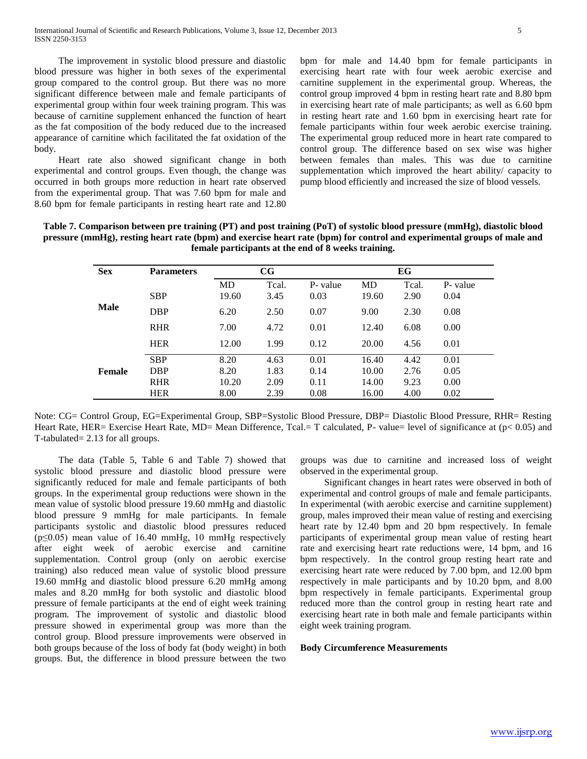The improvement in systolic blood pressure and diastolic blood pressure was higher in both sexes of the experimental group compared to the control group. But there was no more significant difference between male and female participants of experimental group within four week training program. This was because of carnitine supplement enhanced the function of heart as the fat composition of the body reduced due to the increased appearance of carnitine which facilitated the fat oxidation of the body.

Heart rate also showed significant change in both experimental and control groups. Even though, the change was occurred in both groups more reduction in heart rate observed from the experimental group. That was 7.60 bpm for male and 8.60 bpm for female participants in resting heart rate and 12.80 bpm for male and 14.40 bpm for female participants in exercising heart rate with four week aerobic exercise and carnitine supplement in the experimental group. Whereas, the control group improved 4 bpm in resting heart rate and 8.80 bpm in exercising heart rate of male participants; as well as 6.60 bpm in resting heart rate and 1.60 bpm in exercising heart rate for female participants within four week aerobic exercise training. The experimental group reduced more in heart rate compared to control group. The difference based on sex wise was higher between females than males. This was due to carnitine supplementation which improved the heart ability/ capacity to pump blood efficiently and increased the size of blood vessels.

**Table 7. Comparison between pre training (PT) and post training (PoT) of systolic blood pressure (mmHg), diastolic blood pressure (mmHg), resting heart rate (bpm) and exercise heart rate (bpm) for control and experimental groups of male and female participants at the end of 8 weeks training.**

| Sex | Parameters | CG | | | EG | | |
|---|---|---|---|---|---|---|---|
| | | MD | Tcal. | P- value | MD | Tcal. | P- value |
| Male | SBP | 19.60 | 3.45 | 0.03 | 19.60 | 2.90 | 0.04 |
| | DBP | 6.20 | 2.50 | 0.07 | 9.00 | 2.30 | 0.08 |
| | RHR | 7.00 | 4.72 | 0.01 | 12.40 | 6.08 | 0.00 |
| | HER | 12.00 | 1.99 | 0.12 | 20.00 | 4.56 | 0.01 |
| Female | SBP | 8.20 | 4.63 | 0.01 | 16.40 | 4.42 | 0.01 |
| | DBP | 8.20 | 1.83 | 0.14 | 10.00 | 2.76 | 0.05 |
| | RHR | 10.20 | 2.09 | 0.11 | 14.00 | 9.23 | 0.00 |
| | HER | 8.00 | 2.39 | 0.08 | 16.00 | 4.00 | 0.02 |

Note: CG= Control Group, EG=Experimental Group, SBP=Systolic Blood Pressure, DBP= Diastolic Blood Pressure, RHR= Resting Heart Rate, HER= Exercise Heart Rate, MD= Mean Difference, Tcal.= T calculated, P- value= level of significance at ($p < 0.05$) and T-tabulated= 2.13 for all groups.

The data (Table 5, Table 6 and Table 7) showed that systolic blood pressure and diastolic blood pressure were significantly reduced for male and female participants of both groups. In the experimental group reductions were shown in the mean value of systolic blood pressure 19.60 mmHg and diastolic blood pressure 9 mmHg for male participants. In female participants systolic and diastolic blood pressures reduced ($p \leq 0.05$) mean value of 16.40 mmHg, 10 mmHg respectively after eight week of aerobic exercise and carnitine supplementation. Control group (only on aerobic exercise training) also reduced mean value of systolic blood pressure 19.60 mmHg and diastolic blood pressure 6.20 mmHg among males and 8.20 mmHg for both systolic and diastolic blood pressure of female participants at the end of eight week training program. The improvement of systolic and diastolic blood pressure showed in experimental group was more than the control group. Blood pressure improvements were observed in both groups because of the loss of body fat (body weight) in both groups. But, the difference in blood pressure between the two groups was due to carnitine and increased loss of weight observed in the experimental group.

Significant changes in heart rates were observed in both of experimental and control groups of male and female participants. In experimental (with aerobic exercise and carnitine supplement) group, males improved their mean value of resting and exercising heart rate by 12.40 bpm and 20 bpm respectively. In female participants of experimental group mean value of resting heart rate and exercising heart rate reductions were, 14 bpm, and 16 bpm respectively. In the control group resting heart rate and exercising heart rate were reduced by 7.00 bpm, and 12.00 bpm respectively in male participants and by 10.20 bpm, and 8.00 bpm respectively in female participants. Experimental group reduced more than the control group in resting heart rate and exercising heart rate in both male and female participants within eight week training program.

**Body Circumference Measurements**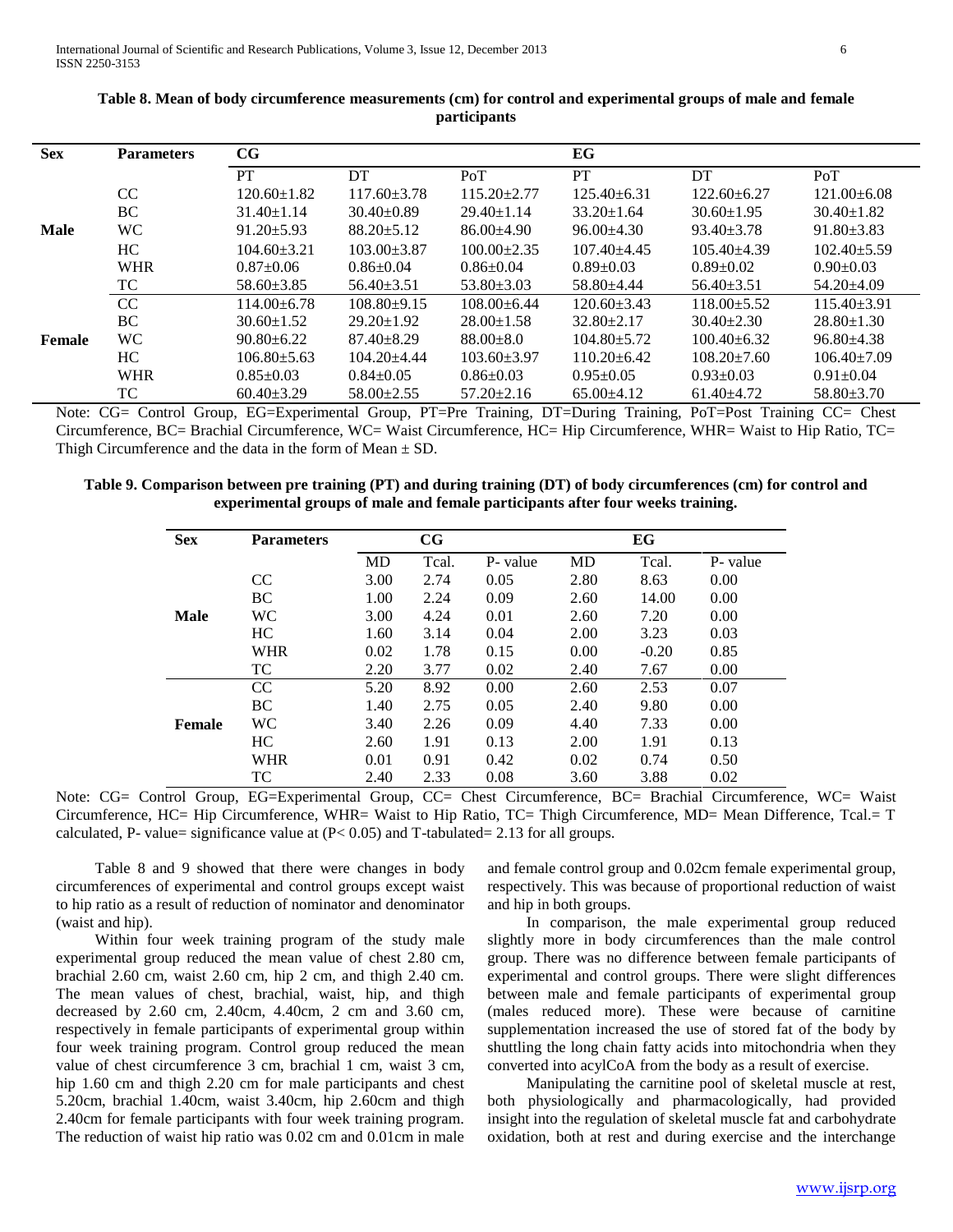**Table 8. Mean of body circumference measurements (cm) for control and experimental groups of male and female participants**

| Sex | Parameters | CG | | | EG | | |
|---|---|---|---|---|---|---|---|
| | | PT | DT | PoT | PT | DT | PoT |
| Male | CC | 120.60±1.82 | 117.60±3.78 | 115.20±2.77 | 125.40±6.31 | 122.60±6.27 | 121.00±6.08 |
| | BC | 31.40±1.14 | 30.40±0.89 | 29.40±1.14 | 33.20±1.64 | 30.60±1.95 | 30.40±1.82 |
| | WC | 91.20±5.93 | 88.20±5.12 | 86.00±4.90 | 96.00±4.30 | 93.40±3.78 | 91.80±3.83 |
| | HC | 104.60±3.21 | 103.00±3.87 | 100.00±2.35 | 107.40±4.45 | 105.40±4.39 | 102.40±5.59 |
| | WHR | 0.87±0.06 | 0.86±0.04 | 0.86±0.04 | 0.89±0.03 | 0.89±0.02 | 0.90±0.03 |
| | TC | 58.60±3.85 | 56.40±3.51 | 53.80±3.03 | 58.80±4.44 | 56.40±3.51 | 54.20±4.09 |
| Female | CC | 114.00±6.78 | 108.80±9.15 | 108.00±6.44 | 120.60±3.43 | 118.00±5.52 | 115.40±3.91 |
| | BC | 30.60±1.52 | 29.20±1.92 | 28.00±1.58 | 32.80±2.17 | 30.40±2.30 | 28.80±1.30 |
| | WC | 90.80±6.22 | 87.40±8.29 | 88.00±8.0 | 104.80±5.72 | 100.40±6.32 | 96.80±4.38 |
| | HC | 106.80±5.63 | 104.20±4.44 | 103.60±3.97 | 110.20±6.42 | 108.20±7.60 | 106.40±7.09 |
| | WHR | 0.85±0.03 | 0.84±0.05 | 0.86±0.03 | 0.95±0.05 | 0.93±0.03 | 0.91±0.04 |
| | TC | 60.40±3.29 | 58.00±2.55 | 57.20±2.16 | 65.00±4.12 | 61.40±4.72 | 58.80±3.70 |

Note: CG= Control Group, EG=Experimental Group, PT=Pre Training, DT=During Training, PoT=Post Training CC= Chest Circumference, BC= Brachial Circumference, WC= Waist Circumference, HC= Hip Circumference, WHR= Waist to Hip Ratio, TC= Thigh Circumference and the data in the form of Mean ± SD.

**Table 9. Comparison between pre training (PT) and during training (DT) of body circumferences (cm) for control and experimental groups of male and female participants after four weeks training.**

| Sex | Parameters | CG | | | EG | | |
|---|---|---|---|---|---|---|---|
| | | MD | Tcal. | P- value | MD | Tcal. | P- value |
| Male | CC | 3.00 | 2.74 | 0.05 | 2.80 | 8.63 | 0.00 |
| | BC | 1.00 | 2.24 | 0.09 | 2.60 | 14.00 | 0.00 |
| | WC | 3.00 | 4.24 | 0.01 | 2.60 | 7.20 | 0.00 |
| | HC | 1.60 | 3.14 | 0.04 | 2.00 | 3.23 | 0.03 |
| | WHR | 0.02 | 1.78 | 0.15 | 0.00 | -0.20 | 0.85 |
| | TC | 2.20 | 3.77 | 0.02 | 2.40 | 7.67 | 0.00 |
| Female | CC | 5.20 | 8.92 | 0.00 | 2.60 | 2.53 | 0.07 |
| | BC | 1.40 | 2.75 | 0.05 | 2.40 | 9.80 | 0.00 |
| | WC | 3.40 | 2.26 | 0.09 | 4.40 | 7.33 | 0.00 |
| | HC | 2.60 | 1.91 | 0.13 | 2.00 | 1.91 | 0.13 |
| | WHR | 0.01 | 0.91 | 0.42 | 0.02 | 0.74 | 0.50 |
| | TC | 2.40 | 2.33 | 0.08 | 3.60 | 3.88 | 0.02 |

Note: CG= Control Group, EG=Experimental Group, CC= Chest Circumference, BC= Brachial Circumference, WC= Waist Circumference, HC= Hip Circumference, WHR= Waist to Hip Ratio, TC= Thigh Circumference, MD= Mean Difference, Tcal.= T calculated, P- value= significance value at ($P< 0.05$) and T-tabulated= 2.13 for all groups.

Table 8 and 9 showed that there were changes in body circumferences of experimental and control groups except waist to hip ratio as a result of reduction of nominator and denominator (waist and hip).

Within four week training program of the study male experimental group reduced the mean value of chest 2.80 cm, brachial 2.60 cm, waist 2.60 cm, hip 2 cm, and thigh 2.40 cm. The mean values of chest, brachial, waist, hip, and thigh decreased by 2.60 cm, 2.40cm, 4.40cm, 2 cm and 3.60 cm, respectively in female participants of experimental group within four week training program. Control group reduced the mean value of chest circumference 3 cm, brachial 1 cm, waist 3 cm, hip 1.60 cm and thigh 2.20 cm for male participants and chest 5.20cm, brachial 1.40cm, waist 3.40cm, hip 2.60cm and thigh 2.40cm for female participants with four week training program. The reduction of waist hip ratio was 0.02 cm and 0.01cm in male and female control group and 0.02cm female experimental group, respectively. This was because of proportional reduction of waist and hip in both groups.

In comparison, the male experimental group reduced slightly more in body circumferences than the male control group. There was no difference between female participants of experimental and control groups. There were slight differences between male and female participants of experimental group (males reduced more). These were because of carnitine supplementation increased the use of stored fat of the body by shuttling the long chain fatty acids into mitochondria when they converted into acylCoA from the body as a result of exercise.

Manipulating the carnitine pool of skeletal muscle at rest, both physiologically and pharmacologically, had provided insight into the regulation of skeletal muscle fat and carbohydrate oxidation, both at rest and during exercise and the interchange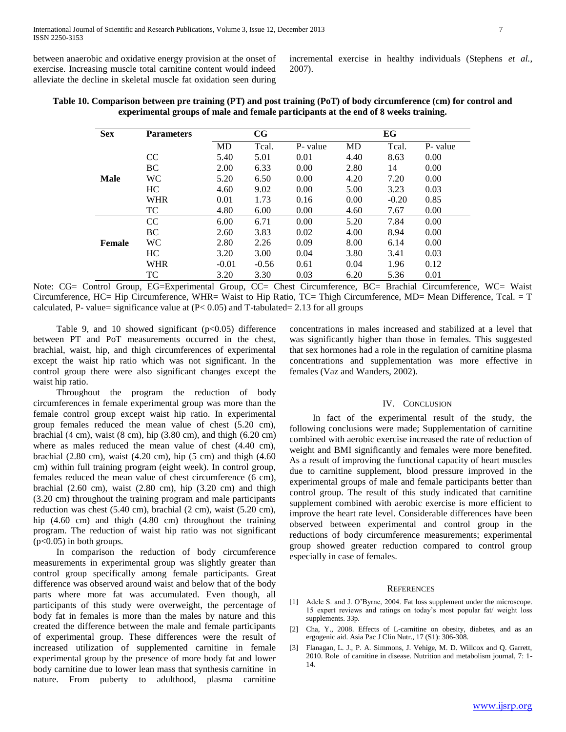between anaerobic and oxidative energy provision at the onset of exercise. Increasing muscle total carnitine content would indeed alleviate the decline in skeletal muscle fat oxidation seen during incremental exercise in healthy individuals (Stephens *et al.*, 2007).

**Table 10. Comparison between pre training (PT) and post training (PoT) of body circumference (cm) for control and experimental groups of male and female participants at the end of 8 weeks training.**

| Sex | Parameters | CG | | | EG | | |
|---|---|---|---|---|---|---|---|
| | | MD | Tcal. | P- value | MD | Tcal. | P- value |
| Male | CC | 5.40 | 5.01 | 0.01 | 4.40 | 8.63 | 0.00 |
| | BC | 2.00 | 6.33 | 0.00 | 2.80 | 14 | 0.00 |
| | WC | 5.20 | 6.50 | 0.00 | 4.20 | 7.20 | 0.00 |
| | HC | 4.60 | 9.02 | 0.00 | 5.00 | 3.23 | 0.03 |
| | WHR | 0.01 | 1.73 | 0.16 | 0.00 | -0.20 | 0.85 |
| | TC | 4.80 | 6.00 | 0.00 | 4.60 | 7.67 | 0.00 |
| Female | CC | 6.00 | 6.71 | 0.00 | 5.20 | 7.84 | 0.00 |
| | BC | 2.60 | 3.83 | 0.02 | 4.00 | 8.94 | 0.00 |
| | WC | 2.80 | 2.26 | 0.09 | 8.00 | 6.14 | 0.00 |
| | HC | 3.20 | 3.00 | 0.04 | 3.80 | 3.41 | 0.03 |
| | WHR | -0.01 | -0.56 | 0.61 | 0.04 | 1.96 | 0.12 |
| | TC | 3.20 | 3.30 | 0.03 | 6.20 | 5.36 | 0.01 |

Note: CG= Control Group, EG=Experimental Group, CC= Chest Circumference, BC= Brachial Circumference, WC= Waist Circumference, HC= Hip Circumference, WHR= Waist to Hip Ratio, TC= Thigh Circumference, MD= Mean Difference, Tcal. = T calculated, P- value= significance value at ($P< 0.05$) and T-tabulated= 2.13 for all groups

Table 9, and 10 showed significant ($p<0.05$) difference between PT and PoT measurements occurred in the chest, brachial, waist, hip, and thigh circumferences of experimental except the waist hip ratio which was not significant. In the control group there were also significant changes except the waist hip ratio.

Throughout the program the reduction of body circumferences in female experimental group was more than the female control group except waist hip ratio. In experimental group females reduced the mean value of chest (5.20 cm), brachial (4 cm), waist (8 cm), hip (3.80 cm), and thigh (6.20 cm) where as males reduced the mean value of chest (4.40 cm), brachial (2.80 cm), waist (4.20 cm), hip (5 cm) and thigh (4.60 cm) within full training program (eight week). In control group, females reduced the mean value of chest circumference (6 cm), brachial (2.60 cm), waist (2.80 cm), hip (3.20 cm) and thigh (3.20 cm) throughout the training program and male participants reduction was chest (5.40 cm), brachial (2 cm), waist (5.20 cm), hip (4.60 cm) and thigh (4.80 cm) throughout the training program. The reduction of waist hip ratio was not significant ($p<0.05$) in both groups.

In comparison the reduction of body circumference measurements in experimental group was slightly greater than control group specifically among female participants. Great difference was observed around waist and below that of the body parts where more fat was accumulated. Even though, all participants of this study were overweight, the percentage of body fat in females is more than the males by nature and this created the difference between the male and female participants of experimental group. These differences were the result of increased utilization of supplemented carnitine in female experimental group by the presence of more body fat and lower body carnitine due to lower lean mass that synthesis carnitine in nature. From puberty to adulthood, plasma carnitine concentrations in males increased and stabilized at a level that was significantly higher than those in females. This suggested that sex hormones had a role in the regulation of carnitine plasma concentrations and supplementation was more effective in females (Vaz and Wanders, 2002).

## IV. Conclusion

In fact of the experimental result of the study, the following conclusions were made; Supplementation of carnitine combined with aerobic exercise increased the rate of reduction of weight and BMI significantly and females were more benefited. As a result of improving the functional capacity of heart muscles due to carnitine supplement, blood pressure improved in the experimental groups of male and female participants better than control group. The result of this study indicated that carnitine supplement combined with aerobic exercise is more efficient to improve the heart rate level. Considerable differences have been observed between experimental and control group in the reductions of body circumference measurements; experimental group showed greater reduction compared to control group especially in case of females.

## References

[1] Adele S. and J. O'Byrne, 2004. Fat loss supplement under the microscope. 15 expert reviews and ratings on today's most popular fat/ weight loss supplements. 33p.

[2] Cha, Y., 2008. Effects of L-carnitine on obesity, diabetes, and as an ergogenic aid. Asia Pac J Clin Nutr., 17 (S1): 306-308.

[3] Flanagan, L. J., P. A. Simmons, J. Vehige, M. D. Willcox and Q. Garrett, 2010. Role of carnitine in disease. Nutrition and metabolism journal, 7: 1-14.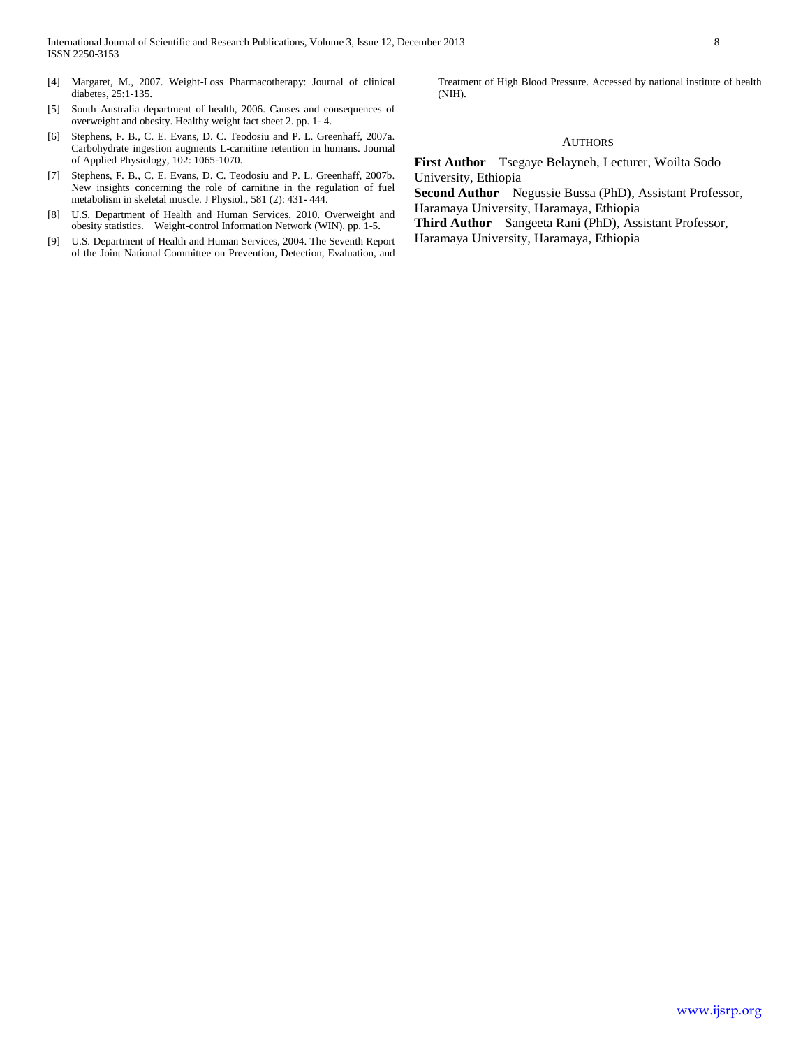[4] Margaret, M., 2007. Weight-Loss Pharmacotherapy: Journal of clinical diabetes, 25:1-135.

[5] South Australia department of health, 2006. Causes and consequences of overweight and obesity. Healthy weight fact sheet 2. pp. 1- 4.

[6] Stephens, F. B., C. E. Evans, D. C. Teodosiu and P. L. Greenhaff, 2007a. Carbohydrate ingestion augments L-carnitine retention in humans. Journal of Applied Physiology, 102: 1065-1070.

[7] Stephens, F. B., C. E. Evans, D. C. Teodosiu and P. L. Greenhaff, 2007b. New insights concerning the role of carnitine in the regulation of fuel metabolism in skeletal muscle. J Physiol., 581 (2): 431- 444.

[8] U.S. Department of Health and Human Services, 2010. Overweight and obesity statistics. Weight-control Information Network (WIN). pp. 1-5.

[9] U.S. Department of Health and Human Services, 2004. The Seventh Report of the Joint National Committee on Prevention, Detection, Evaluation, and Treatment of High Blood Pressure. Accessed by national institute of health (NIH).

## Authors

**First Author** – Tsegaye Belayneh, Lecturer, Woilta Sodo University, Ethiopia

**Second Author** – Negussie Bussa (PhD), Assistant Professor, Haramaya University, Haramaya, Ethiopia

**Third Author** – Sangeeta Rani (PhD), Assistant Professor, Haramaya University, Haramaya, Ethiopia